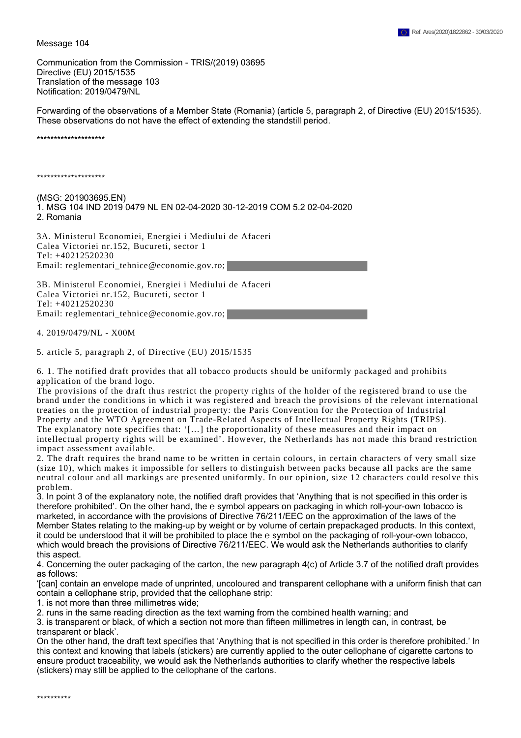Ref. Ares(2020)1822862 - 30/03/2020

Message 104

Communication from the Commission - TRIS/(2019) 03695
Directive (EU) 2015/1535
Translation of the message 103
Notification: 2019/0479/NL

Forwarding of the observations of a Member State (Romania) (article 5, paragraph 2, of Directive (EU) 2015/1535). These observations do not have the effect of extending the standstill period.

********************

********************

(MSG: 201903695.EN)
1. MSG 104 IND 2019 0479 NL EN 02-04-2020 30-12-2019 COM 5.2 02-04-2020
2. Romania

3A. Ministerul Economiei, Energiei i Mediului de Afaceri
Calea Victoriei nr.152, Bucureti, sector 1
Tel: +40212520230
Email: reglementari_tehnice@economie.gov.ro;

3B. Ministerul Economiei, Energiei i Mediului de Afaceri
Calea Victoriei nr.152, Bucureti, sector 1
Tel: +40212520230
Email: reglementari_tehnice@economie.gov.ro;

4. 2019/0479/NL - X00M

5. article 5, paragraph 2, of Directive (EU) 2015/1535

6. 1. The notified draft provides that all tobacco products should be uniformly packaged and prohibits application of the brand logo.
The provisions of the draft thus restrict the property rights of the holder of the registered brand to use the brand under the conditions in which it was registered and breach the provisions of the relevant international treaties on the protection of industrial property: the Paris Convention for the Protection of Industrial Property and the WTO Agreement on Trade-Related Aspects of Intellectual Property Rights (TRIPS).
The explanatory note specifies that: '[…] the proportionality of these measures and their impact on intellectual property rights will be examined'. However, the Netherlands has not made this brand restriction impact assessment available.
2. The draft requires the brand name to be written in certain colours, in certain characters of very small size (size 10), which makes it impossible for sellers to distinguish between packs because all packs are the same neutral colour and all markings are presented uniformly. In our opinion, size 12 characters could resolve this problem.
3. In point 3 of the explanatory note, the notified draft provides that 'Anything that is not specified in this order is therefore prohibited'. On the other hand, the ℮ symbol appears on packaging in which roll-your-own tobacco is marketed, in accordance with the provisions of Directive 76/211/EEC on the approximation of the laws of the Member States relating to the making-up by weight or by volume of certain prepackaged products. In this context, it could be understood that it will be prohibited to place the ℮ symbol on the packaging of roll-your-own tobacco, which would breach the provisions of Directive 76/211/EEC. We would ask the Netherlands authorities to clarify this aspect.
4. Concerning the outer packaging of the carton, the new paragraph 4(c) of Article 3.7 of the notified draft provides as follows:
'[can] contain an envelope made of unprinted, uncoloured and transparent cellophane with a uniform finish that can contain a cellophane strip, provided that the cellophane strip:
1. is not more than three millimetres wide;
2. runs in the same reading direction as the text warning from the combined health warning; and
3. is transparent or black, of which a section not more than fifteen millimetres in length can, in contrast, be transparent or black'.
On the other hand, the draft text specifies that 'Anything that is not specified in this order is therefore prohibited.' In this context and knowing that labels (stickers) are currently applied to the outer cellophane of cigarette cartons to ensure product traceability, we would ask the Netherlands authorities to clarify whether the respective labels (stickers) may still be applied to the cellophane of the cartons.

**********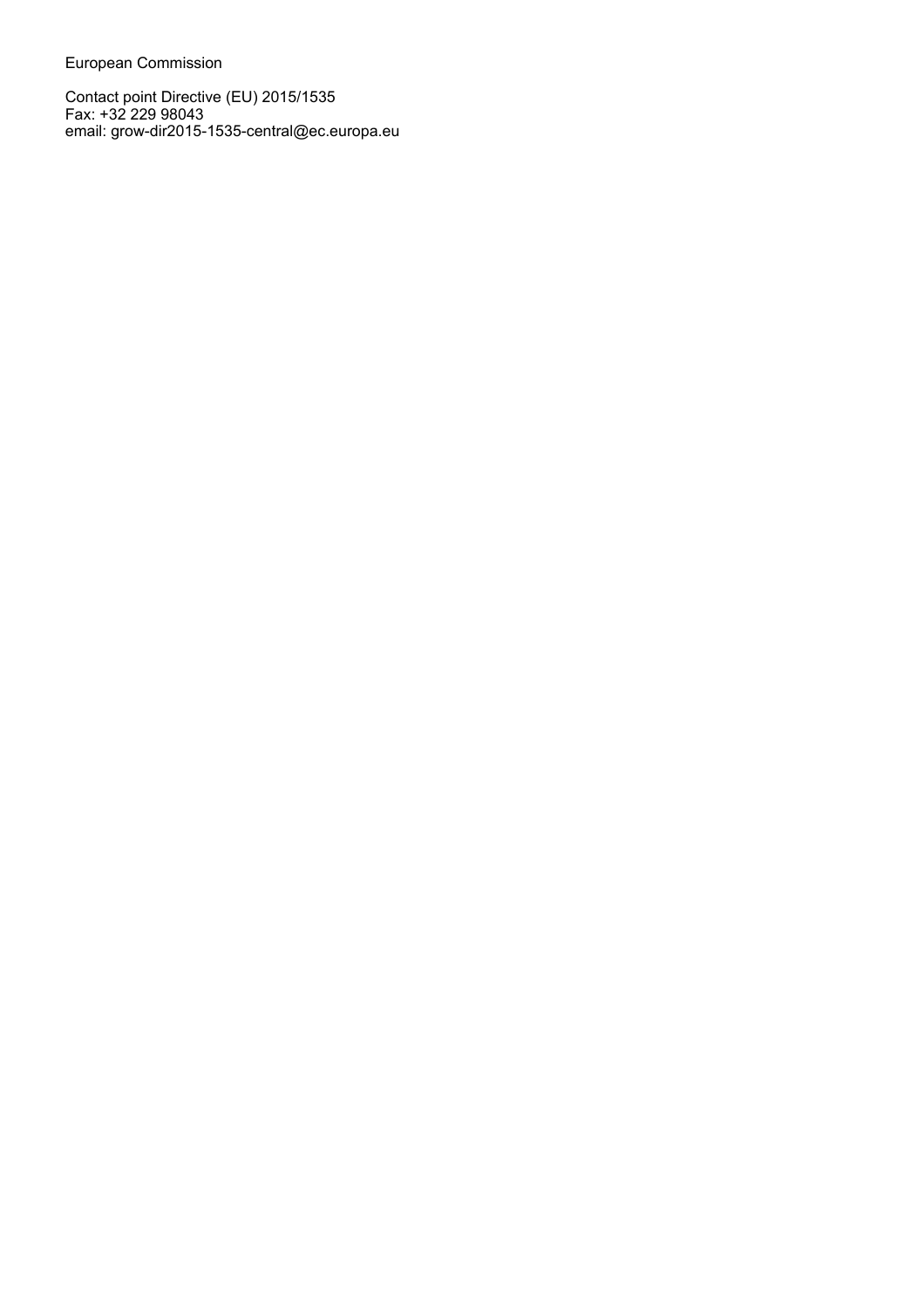European Commission

Contact point Directive (EU) 2015/1535
Fax: +32 229 98043
email: grow-dir2015-1535-central@ec.europa.eu